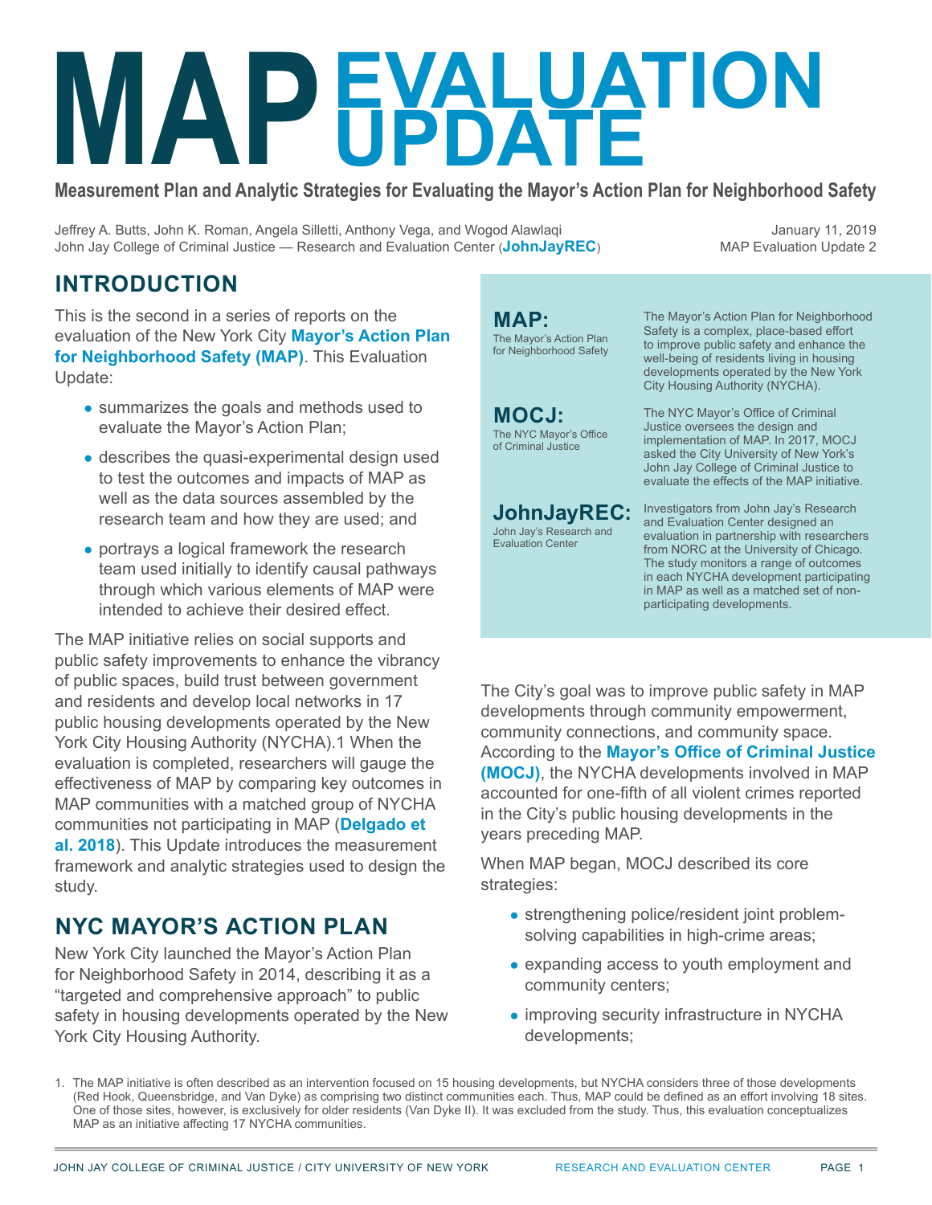# MAP EVALUATION UPDATE

**Measurement Plan and Analytic Strategies for Evaluating the Mayor's Action Plan for Neighborhood Safety**

Jeffrey A. Butts, John K. Roman, Angela Silletti, Anthony Vega, and Wogod Alawlaqi
John Jay College of Criminal Justice — Research and Evaluation Center (**JohnJayREC**)

January 11, 2019
MAP Evaluation Update 2

## INTRODUCTION

This is the second in a series of reports on the evaluation of the New York City **Mayor's Action Plan for Neighborhood Safety (MAP)**. This Evaluation Update:

- summarizes the goals and methods used to evaluate the Mayor's Action Plan;
- describes the quasi-experimental design used to test the outcomes and impacts of MAP as well as the data sources assembled by the research team and how they are used; and
- portrays a logical framework the research team used initially to identify causal pathways through which various elements of MAP were intended to achieve their desired effect.

The MAP initiative relies on social supports and public safety improvements to enhance the vibrancy of public spaces, build trust between government and residents and develop local networks in 17 public housing developments operated by the New York City Housing Authority (NYCHA).[1] When the evaluation is completed, researchers will gauge the effectiveness of MAP by comparing key outcomes in MAP communities with a matched group of NYCHA communities not participating in MAP (**Delgado et al. 2018**). This Update introduces the measurement framework and analytic strategies used to design the study.

**MAP:** The Mayor's Action Plan for Neighborhood Safety — The Mayor's Action Plan for Neighborhood Safety is a complex, place-based effort to improve public safety and enhance the well-being of residents living in housing developments operated by the New York City Housing Authority (NYCHA).

**MOCJ:** The NYC Mayor's Office of Criminal Justice — The NYC Mayor's Office of Criminal Justice oversees the design and implementation of MAP. In 2017, MOCJ asked the City University of New York's John Jay College of Criminal Justice to evaluate the effects of the MAP initiative.

**JohnJayREC:** John Jay's Research and Evaluation Center — Investigators from John Jay's Research and Evaluation Center designed an evaluation in partnership with researchers from NORC at the University of Chicago. The study monitors a range of outcomes in each NYCHA development participating in MAP as well as a matched set of non-participating developments.

## NYC MAYOR'S ACTION PLAN

New York City launched the Mayor's Action Plan for Neighborhood Safety in 2014, describing it as a "targeted and comprehensive approach" to public safety in housing developments operated by the New York City Housing Authority.

The City's goal was to improve public safety in MAP developments through community empowerment, community connections, and community space. According to the **Mayor's Office of Criminal Justice (MOCJ)**, the NYCHA developments involved in MAP accounted for one-fifth of all violent crimes reported in the City's public housing developments in the years preceding MAP.

When MAP began, MOCJ described its core strategies:

- strengthening police/resident joint problem-solving capabilities in high-crime areas;
- expanding access to youth employment and community centers;
- improving security infrastructure in NYCHA developments;

1. The MAP initiative is often described as an intervention focused on 15 housing developments, but NYCHA considers three of those developments (Red Hook, Queensbridge, and Van Dyke) as comprising two distinct communities each. Thus, MAP could be defined as an effort involving 18 sites. One of those sites, however, is exclusively for older residents (Van Dyke II). It was excluded from the study. Thus, this evaluation conceptualizes MAP as an initiative affecting 17 NYCHA communities.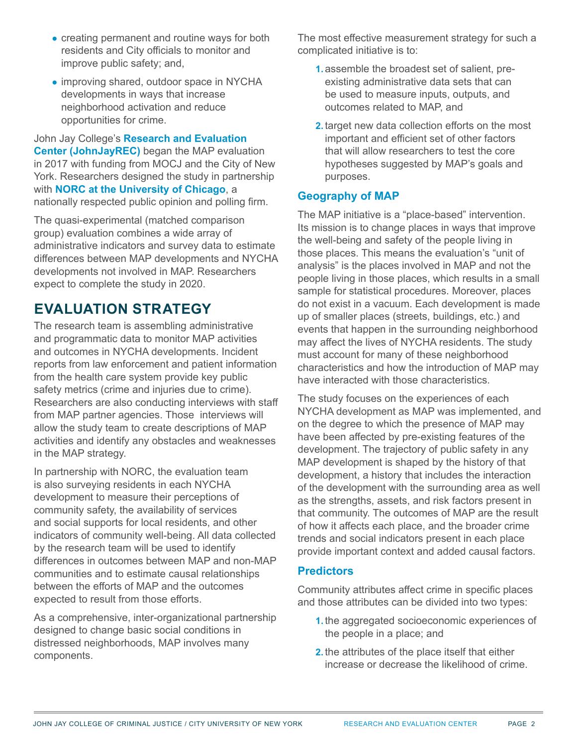- creating permanent and routine ways for both residents and City officials to monitor and improve public safety; and,
- improving shared, outdoor space in NYCHA developments in ways that increase neighborhood activation and reduce opportunities for crime.

John Jay College's **Research and Evaluation Center (JohnJayREC)** began the MAP evaluation in 2017 with funding from MOCJ and the City of New York. Researchers designed the study in partnership with **NORC at the University of Chicago**, a nationally respected public opinion and polling firm.

The quasi-experimental (matched comparison group) evaluation combines a wide array of administrative indicators and survey data to estimate differences between MAP developments and NYCHA developments not involved in MAP. Researchers expect to complete the study in 2020.

## EVALUATION STRATEGY

The research team is assembling administrative and programmatic data to monitor MAP activities and outcomes in NYCHA developments. Incident reports from law enforcement and patient information from the health care system provide key public safety metrics (crime and injuries due to crime). Researchers are also conducting interviews with staff from MAP partner agencies. Those interviews will allow the study team to create descriptions of MAP activities and identify any obstacles and weaknesses in the MAP strategy.

In partnership with NORC, the evaluation team is also surveying residents in each NYCHA development to measure their perceptions of community safety, the availability of services and social supports for local residents, and other indicators of community well-being. All data collected by the research team will be used to identify differences in outcomes between MAP and non-MAP communities and to estimate causal relationships between the efforts of MAP and the outcomes expected to result from those efforts.

As a comprehensive, inter-organizational partnership designed to change basic social conditions in distressed neighborhoods, MAP involves many components.

The most effective measurement strategy for such a complicated initiative is to:

1. assemble the broadest set of salient, pre-existing administrative data sets that can be used to measure inputs, outputs, and outcomes related to MAP, and
2. target new data collection efforts on the most important and efficient set of other factors that will allow researchers to test the core hypotheses suggested by MAP's goals and purposes.

### Geography of MAP

The MAP initiative is a "place-based" intervention. Its mission is to change places in ways that improve the well-being and safety of the people living in those places. This means the evaluation's "unit of analysis" is the places involved in MAP and not the people living in those places, which results in a small sample for statistical procedures. Moreover, places do not exist in a vacuum. Each development is made up of smaller places (streets, buildings, etc.) and events that happen in the surrounding neighborhood may affect the lives of NYCHA residents. The study must account for many of these neighborhood characteristics and how the introduction of MAP may have interacted with those characteristics.

The study focuses on the experiences of each NYCHA development as MAP was implemented, and on the degree to which the presence of MAP may have been affected by pre-existing features of the development. The trajectory of public safety in any MAP development is shaped by the history of that development, a history that includes the interaction of the development with the surrounding area as well as the strengths, assets, and risk factors present in that community. The outcomes of MAP are the result of how it affects each place, and the broader crime trends and social indicators present in each place provide important context and added causal factors.

### Predictors

Community attributes affect crime in specific places and those attributes can be divided into two types:

1. the aggregated socioeconomic experiences of the people in a place; and
2. the attributes of the place itself that either increase or decrease the likelihood of crime.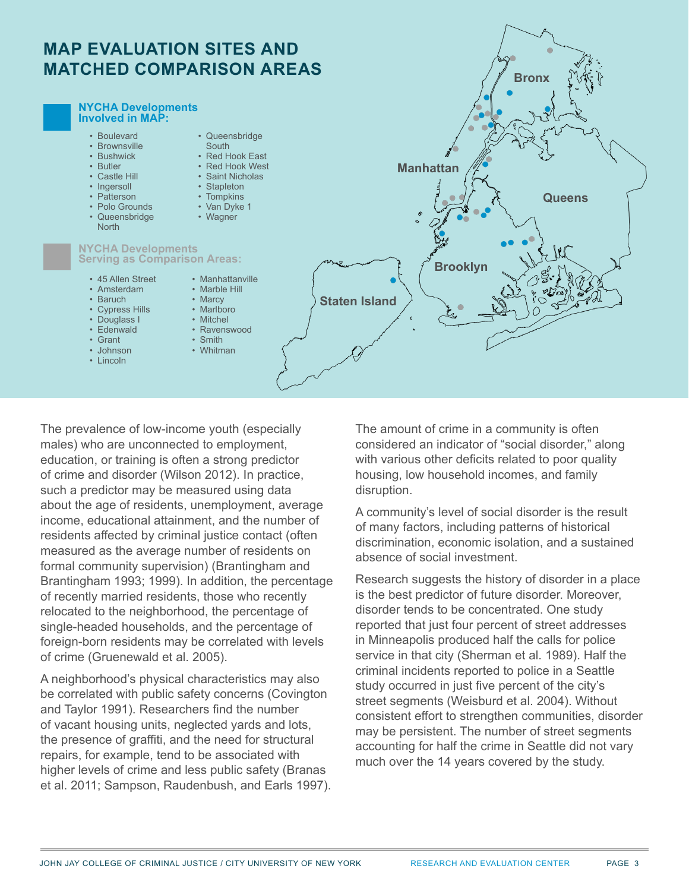## MAP EVALUATION SITES AND MATCHED COMPARISON AREAS

### NYCHA Developments Involved in MAP:

- Boulevard
- Brownsville
- Bushwick
- Butler
- Castle Hill
- Ingersoll
- Patterson
- Polo Grounds
- Queensbridge North
- Queensbridge South
- Red Hook East
- Red Hook West
- Saint Nicholas
- Stapleton
- Tompkins
- Van Dyke 1
- Wagner

### NYCHA Developments Serving as Comparison Areas:

- 45 Allen Street
- Amsterdam
- Baruch
- Cypress Hills
- Douglass I
- Edenwald
- Grant
- Johnson
- Lincoln
- Manhattanville
- Marble Hill
- Marcy
- Marlboro
- Mitchel
- Ravenswood
- Smith
- Whitman

Bronx

Manhattan

Queens

Brooklyn

Staten Island

The prevalence of low-income youth (especially males) who are unconnected to employment, education, or training is often a strong predictor of crime and disorder (Wilson 2012). In practice, such a predictor may be measured using data about the age of residents, unemployment, average income, educational attainment, and the number of residents affected by criminal justice contact (often measured as the average number of residents on formal community supervision) (Brantingham and Brantingham 1993; 1999). In addition, the percentage of recently married residents, those who recently relocated to the neighborhood, the percentage of single-headed households, and the percentage of foreign-born residents may be correlated with levels of crime (Gruenewald et al. 2005).

A neighborhood's physical characteristics may also be correlated with public safety concerns (Covington and Taylor 1991). Researchers find the number of vacant housing units, neglected yards and lots, the presence of graffiti, and the need for structural repairs, for example, tend to be associated with higher levels of crime and less public safety (Branas et al. 2011; Sampson, Raudenbush, and Earls 1997).

The amount of crime in a community is often considered an indicator of "social disorder," along with various other deficits related to poor quality housing, low household incomes, and family disruption.

A community's level of social disorder is the result of many factors, including patterns of historical discrimination, economic isolation, and a sustained absence of social investment.

Research suggests the history of disorder in a place is the best predictor of future disorder. Moreover, disorder tends to be concentrated. One study reported that just four percent of street addresses in Minneapolis produced half the calls for police service in that city (Sherman et al. 1989). Half the criminal incidents reported to police in a Seattle study occurred in just five percent of the city's street segments (Weisburd et al. 2004). Without consistent effort to strengthen communities, disorder may be persistent. The number of street segments accounting for half the crime in Seattle did not vary much over the 14 years covered by the study.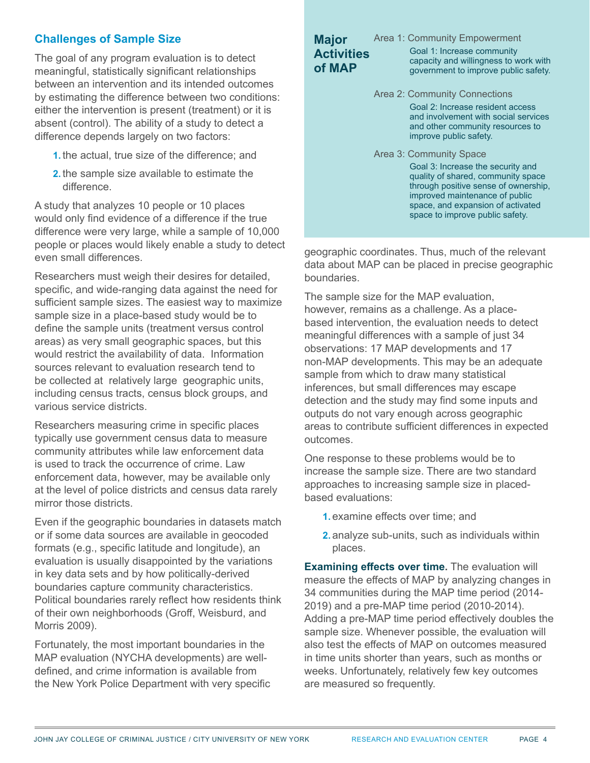## Challenges of Sample Size

The goal of any program evaluation is to detect meaningful, statistically significant relationships between an intervention and its intended outcomes by estimating the difference between two conditions: either the intervention is present (treatment) or it is absent (control). The ability of a study to detect a difference depends largely on two factors:

1. the actual, true size of the difference; and
2. the sample size available to estimate the difference.

A study that analyzes 10 people or 10 places would only find evidence of a difference if the true difference were very large, while a sample of 10,000 people or places would likely enable a study to detect even small differences.

Researchers must weigh their desires for detailed, specific, and wide-ranging data against the need for sufficient sample sizes. The easiest way to maximize sample size in a place-based study would be to define the sample units (treatment versus control areas) as very small geographic spaces, but this would restrict the availability of data. Information sources relevant to evaluation research tend to be collected at relatively large geographic units, including census tracts, census block groups, and various service districts.

Researchers measuring crime in specific places typically use government census data to measure community attributes while law enforcement data is used to track the occurrence of crime. Law enforcement data, however, may be available only at the level of police districts and census data rarely mirror those districts.

Even if the geographic boundaries in datasets match or if some data sources are available in geocoded formats (e.g., specific latitude and longitude), an evaluation is usually disappointed by the variations in key data sets and by how politically-derived boundaries capture community characteristics. Political boundaries rarely reflect how residents think of their own neighborhoods (Groff, Weisburd, and Morris 2009).

Fortunately, the most important boundaries in the MAP evaluation (NYCHA developments) are well-defined, and crime information is available from the New York Police Department with very specific geographic coordinates. Thus, much of the relevant data about MAP can be placed in precise geographic boundaries.

> **Major Activities of MAP**
>
> Area 1: Community Empowerment
>
> Goal 1: Increase community capacity and willingness to work with government to improve public safety.
>
> Area 2: Community Connections
>
> Goal 2: Increase resident access and involvement with social services and other community resources to improve public safety.
>
> Area 3: Community Space
>
> Goal 3: Increase the security and quality of shared, community space through positive sense of ownership, improved maintenance of public space, and expansion of activated space to improve public safety.

The sample size for the MAP evaluation, however, remains as a challenge. As a place-based intervention, the evaluation needs to detect meaningful differences with a sample of just 34 observations: 17 MAP developments and 17 non-MAP developments. This may be an adequate sample from which to draw many statistical inferences, but small differences may escape detection and the study may find some inputs and outputs do not vary enough across geographic areas to contribute sufficient differences in expected outcomes.

One response to these problems would be to increase the sample size. There are two standard approaches to increasing sample size in placed-based evaluations:

1. examine effects over time; and
2. analyze sub-units, such as individuals within places.

**Examining effects over time.** The evaluation will measure the effects of MAP by analyzing changes in 34 communities during the MAP time period (2014-2019) and a pre-MAP time period (2010-2014). Adding a pre-MAP time period effectively doubles the sample size. Whenever possible, the evaluation will also test the effects of MAP on outcomes measured in time units shorter than years, such as months or weeks. Unfortunately, relatively few key outcomes are measured so frequently.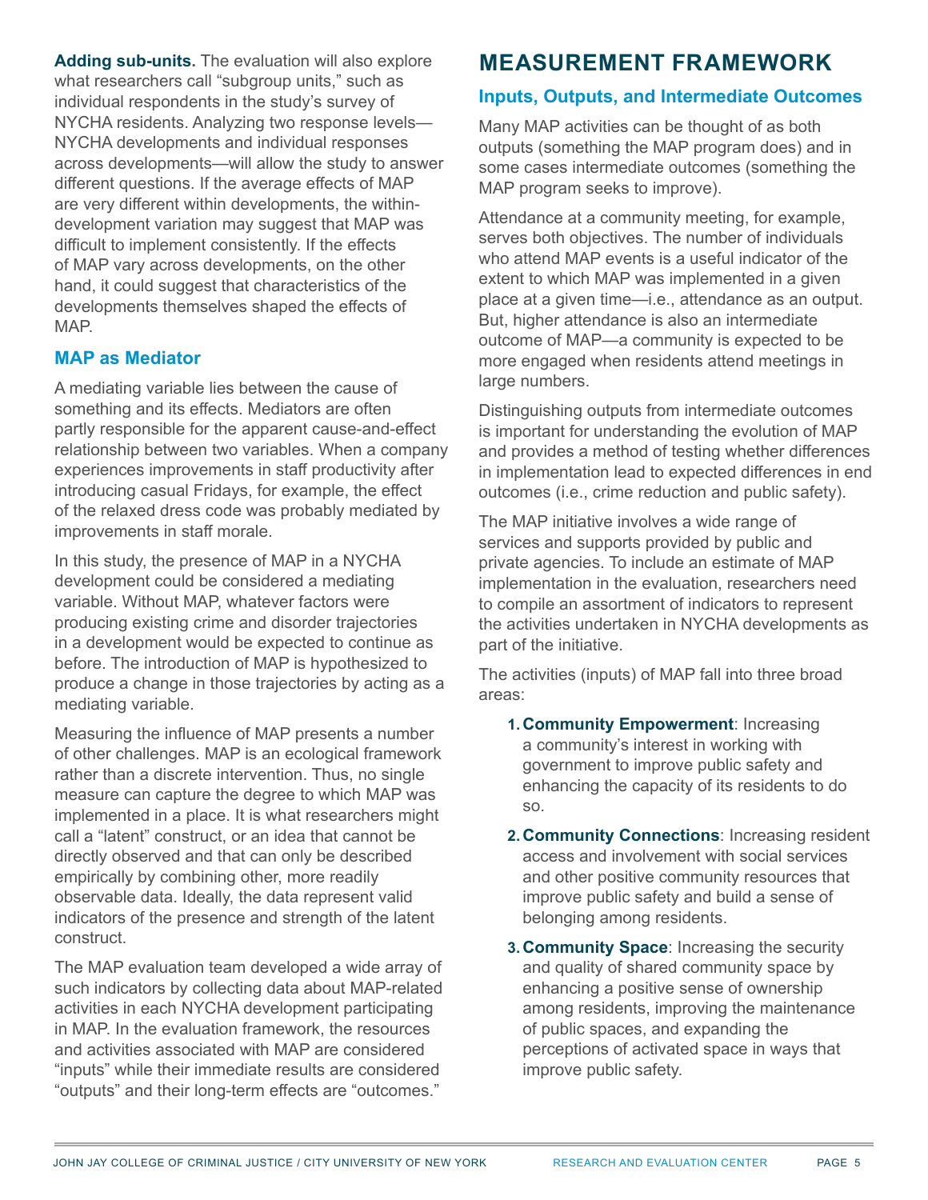**Adding sub-units.** The evaluation will also explore what researchers call "subgroup units," such as individual respondents in the study's survey of NYCHA residents. Analyzing two response levels—NYCHA developments and individual responses across developments—will allow the study to answer different questions. If the average effects of MAP are very different within developments, the within-development variation may suggest that MAP was difficult to implement consistently. If the effects of MAP vary across developments, on the other hand, it could suggest that characteristics of the developments themselves shaped the effects of MAP.

### MAP as Mediator

A mediating variable lies between the cause of something and its effects. Mediators are often partly responsible for the apparent cause-and-effect relationship between two variables. When a company experiences improvements in staff productivity after introducing casual Fridays, for example, the effect of the relaxed dress code was probably mediated by improvements in staff morale.

In this study, the presence of MAP in a NYCHA development could be considered a mediating variable. Without MAP, whatever factors were producing existing crime and disorder trajectories in a development would be expected to continue as before. The introduction of MAP is hypothesized to produce a change in those trajectories by acting as a mediating variable.

Measuring the influence of MAP presents a number of other challenges. MAP is an ecological framework rather than a discrete intervention. Thus, no single measure can capture the degree to which MAP was implemented in a place. It is what researchers might call a "latent" construct, or an idea that cannot be directly observed and that can only be described empirically by combining other, more readily observable data. Ideally, the data represent valid indicators of the presence and strength of the latent construct.

The MAP evaluation team developed a wide array of such indicators by collecting data about MAP-related activities in each NYCHA development participating in MAP. In the evaluation framework, the resources and activities associated with MAP are considered "inputs" while their immediate results are considered "outputs" and their long-term effects are "outcomes."

## MEASUREMENT FRAMEWORK

### Inputs, Outputs, and Intermediate Outcomes

Many MAP activities can be thought of as both outputs (something the MAP program does) and in some cases intermediate outcomes (something the MAP program seeks to improve).

Attendance at a community meeting, for example, serves both objectives. The number of individuals who attend MAP events is a useful indicator of the extent to which MAP was implemented in a given place at a given time—i.e., attendance as an output. But, higher attendance is also an intermediate outcome of MAP—a community is expected to be more engaged when residents attend meetings in large numbers.

Distinguishing outputs from intermediate outcomes is important for understanding the evolution of MAP and provides a method of testing whether differences in implementation lead to expected differences in end outcomes (i.e., crime reduction and public safety).

The MAP initiative involves a wide range of services and supports provided by public and private agencies. To include an estimate of MAP implementation in the evaluation, researchers need to compile an assortment of indicators to represent the activities undertaken in NYCHA developments as part of the initiative.

The activities (inputs) of MAP fall into three broad areas:

1. **Community Empowerment**: Increasing a community's interest in working with government to improve public safety and enhancing the capacity of its residents to do so.
2. **Community Connections**: Increasing resident access and involvement with social services and other positive community resources that improve public safety and build a sense of belonging among residents.
3. **Community Space**: Increasing the security and quality of shared community space by enhancing a positive sense of ownership among residents, improving the maintenance of public spaces, and expanding the perceptions of activated space in ways that improve public safety.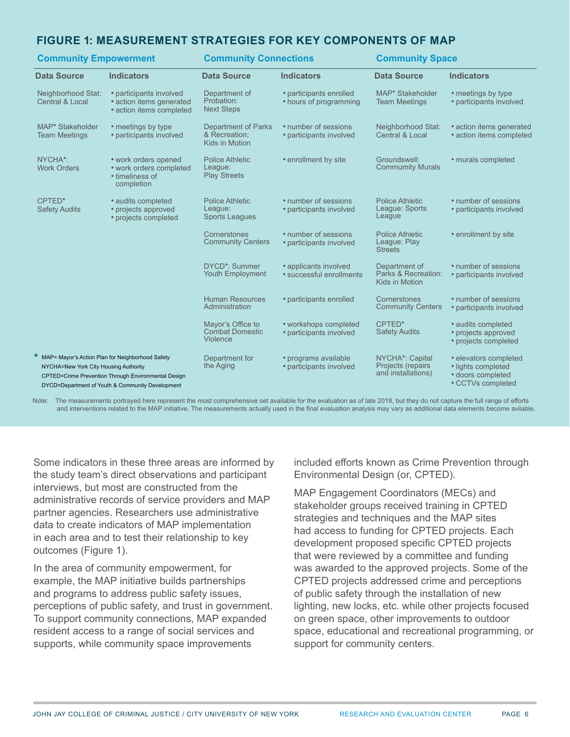## FIGURE 1: MEASUREMENT STRATEGIES FOR KEY COMPONENTS OF MAP

| Community Empowerment | | Community Connections | | Community Space | |
|---|---|---|---|---|---|
| **Data Source** | **Indicators** | **Data Source** | **Indicators** | **Data Source** | **Indicators** |
| Neighborhood Stat: Central & Local | • participants involved<br>• action items generated<br>• action items completed | Department of Probation: Next Steps | • participants enrolled<br>• hours of programming | MAP* Stakeholder Team Meetings | • meetings by type<br>• participants involved |
| MAP* Stakeholder Team Meetings | • meetings by type<br>• participants involved | Department of Parks & Recreation: Kids in Motion | • number of sessions<br>• participants involved | Neighborhood Stat: Central & Local | • action items generated<br>• action items completed |
| NYCHA*: Work Orders | • work orders opened<br>• work orders completed<br>• timeliness of completion | Police Athletic League: Play Streets | • enrollment by site | Groundswell: Community Murals | • murals completed |
| CPTED* Safety Audits | • audits completed<br>• projects approved<br>• projects completed | Police Athletic League: Sports Leagues | • number of sessions<br>• participants involved | Police Athletic League: Sports League | • number of sessions<br>• participants involved |
| | | Cornerstones Community Centers | • number of sessions<br>• participants involved | Police Athletic League: Play Streets | • enrollment by site |
| | | DYCD*: Summer Youth Employment | • applicants involved<br>• successful enrollments | Department of Parks & Recreation: Kids in Motion | • number of sessions<br>• participants involved |
| | | Human Resources Administration | • participants enrolled | Cornerstones Community Centers | • number of sessions<br>• participants involved |
| | | Mayor's Office to Combat Domestic Violence | • workshops completed<br>• participants involved | CPTED* Safety Audits | • audits completed<br>• projects approved<br>• projects completed |
| | | Department for the Aging | • programs available<br>• participants involved | NYCHA*: Capital Projects (repairs and installations) | • elevators completed<br>• lights completed<br>• doors completed<br>• CCTVs completed |

\* MAP= Mayor's Action Plan for Neighborhood Safety
NYCHA=New York City Housing Authority
CPTED=Crime Prevention Through Environmental Design
DYCD=Department of Youth & Community Development

Note: The measurements portrayed here represent the most comprehensive set available for the evaluation as of late 2018, but they do not capture the full range of efforts and interventions related to the MAP initiative. The measurements actually used in the final evaluation analysis may vary as additional data elements become avilable.

Some indicators in these three areas are informed by the study team's direct observations and participant interviews, but most are constructed from the administrative records of service providers and MAP partner agencies. Researchers use administrative data to create indicators of MAP implementation in each area and to test their relationship to key outcomes (Figure 1).

In the area of community empowerment, for example, the MAP initiative builds partnerships and programs to address public safety issues, perceptions of public safety, and trust in government. To support community connections, MAP expanded resident access to a range of social services and supports, while community space improvements included efforts known as Crime Prevention through Environmental Design (or, CPTED).

MAP Engagement Coordinators (MECs) and stakeholder groups received training in CPTED strategies and techniques and the MAP sites had access to funding for CPTED projects. Each development proposed specific CPTED projects that were reviewed by a committee and funding was awarded to the approved projects. Some of the CPTED projects addressed crime and perceptions of public safety through the installation of new lighting, new locks, etc. while other projects focused on green space, other improvements to outdoor space, educational and recreational programming, or support for community centers.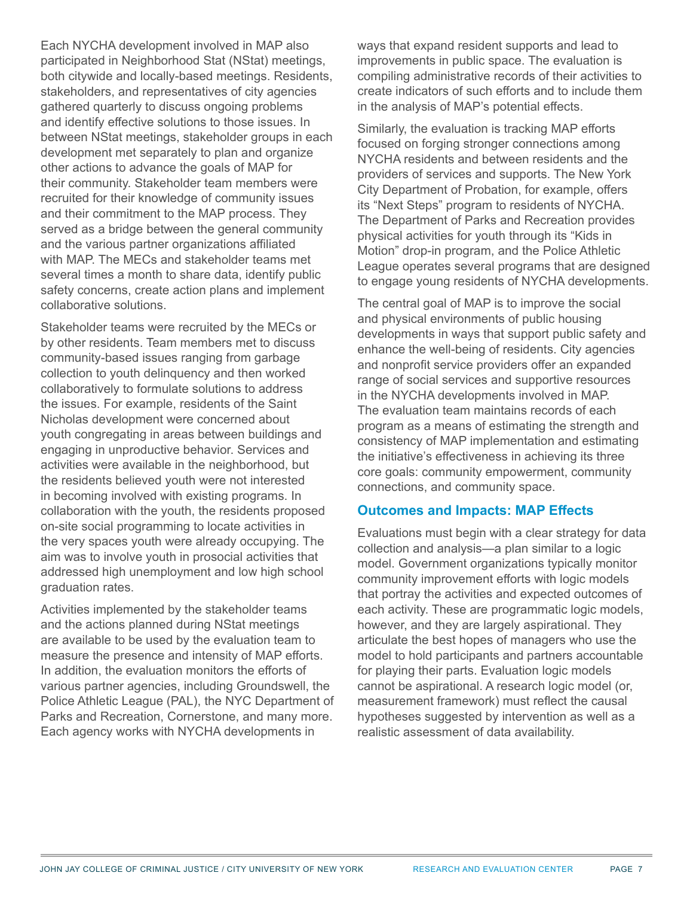Each NYCHA development involved in MAP also participated in Neighborhood Stat (NStat) meetings, both citywide and locally-based meetings. Residents, stakeholders, and representatives of city agencies gathered quarterly to discuss ongoing problems and identify effective solutions to those issues. In between NStat meetings, stakeholder groups in each development met separately to plan and organize other actions to advance the goals of MAP for their community. Stakeholder team members were recruited for their knowledge of community issues and their commitment to the MAP process. They served as a bridge between the general community and the various partner organizations affiliated with MAP. The MECs and stakeholder teams met several times a month to share data, identify public safety concerns, create action plans and implement collaborative solutions.

Stakeholder teams were recruited by the MECs or by other residents. Team members met to discuss community-based issues ranging from garbage collection to youth delinquency and then worked collaboratively to formulate solutions to address the issues. For example, residents of the Saint Nicholas development were concerned about youth congregating in areas between buildings and engaging in unproductive behavior. Services and activities were available in the neighborhood, but the residents believed youth were not interested in becoming involved with existing programs. In collaboration with the youth, the residents proposed on-site social programming to locate activities in the very spaces youth were already occupying. The aim was to involve youth in prosocial activities that addressed high unemployment and low high school graduation rates.

Activities implemented by the stakeholder teams and the actions planned during NStat meetings are available to be used by the evaluation team to measure the presence and intensity of MAP efforts. In addition, the evaluation monitors the efforts of various partner agencies, including Groundswell, the Police Athletic League (PAL), the NYC Department of Parks and Recreation, Cornerstone, and many more. Each agency works with NYCHA developments in ways that expand resident supports and lead to improvements in public space. The evaluation is compiling administrative records of their activities to create indicators of such efforts and to include them in the analysis of MAP's potential effects.

Similarly, the evaluation is tracking MAP efforts focused on forging stronger connections among NYCHA residents and between residents and the providers of services and supports. The New York City Department of Probation, for example, offers its "Next Steps" program to residents of NYCHA. The Department of Parks and Recreation provides physical activities for youth through its "Kids in Motion" drop-in program, and the Police Athletic League operates several programs that are designed to engage young residents of NYCHA developments.

The central goal of MAP is to improve the social and physical environments of public housing developments in ways that support public safety and enhance the well-being of residents. City agencies and nonprofit service providers offer an expanded range of social services and supportive resources in the NYCHA developments involved in MAP. The evaluation team maintains records of each program as a means of estimating the strength and consistency of MAP implementation and estimating the initiative's effectiveness in achieving its three core goals: community empowerment, community connections, and community space.

## Outcomes and Impacts: MAP Effects

Evaluations must begin with a clear strategy for data collection and analysis—a plan similar to a logic model. Government organizations typically monitor community improvement efforts with logic models that portray the activities and expected outcomes of each activity. These are programmatic logic models, however, and they are largely aspirational. They articulate the best hopes of managers who use the model to hold participants and partners accountable for playing their parts. Evaluation logic models cannot be aspirational. A research logic model (or, measurement framework) must reflect the causal hypotheses suggested by intervention as well as a realistic assessment of data availability.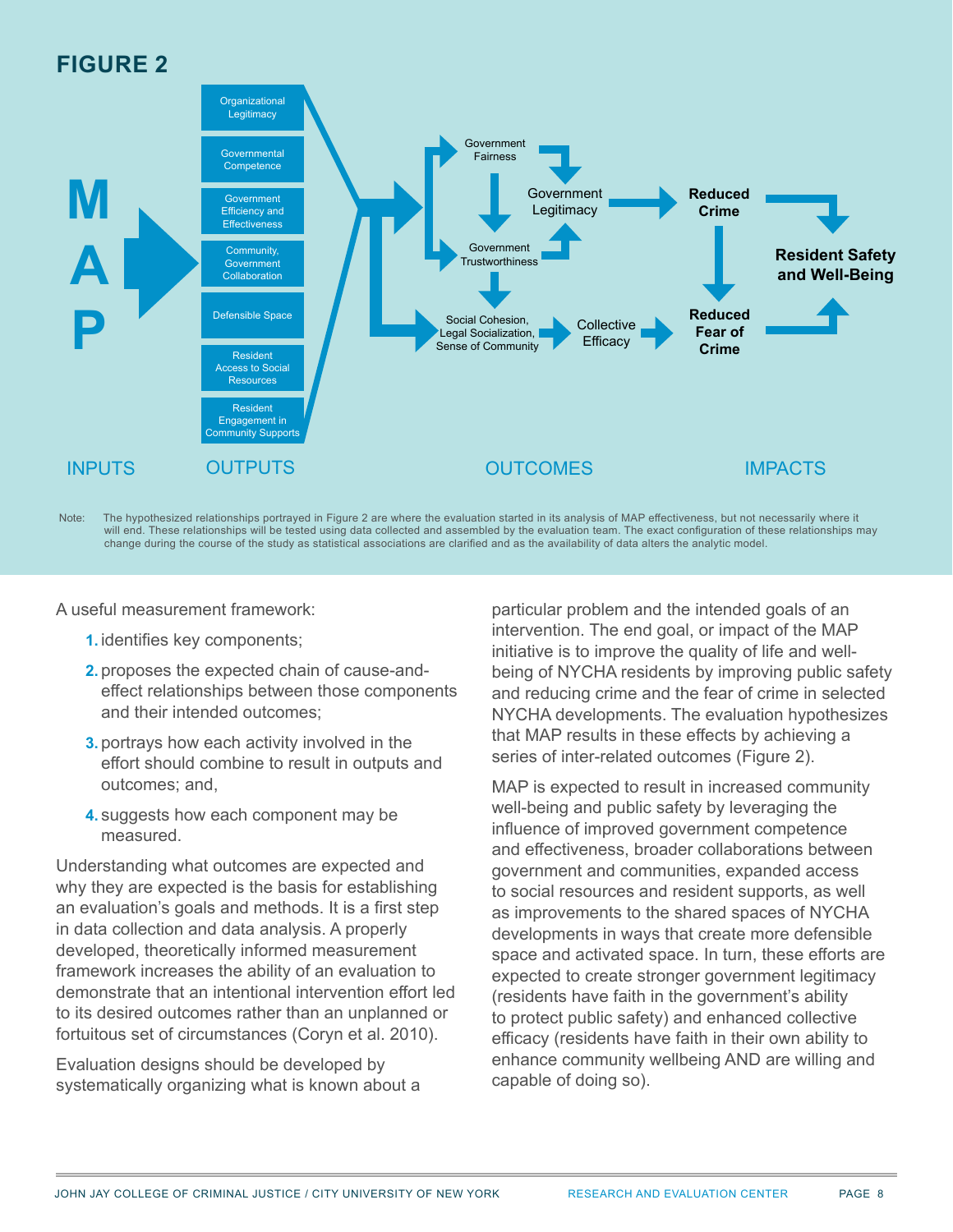## FIGURE 2

**M A P**

| INPUTS | OUTPUTS | OUTCOMES | IMPACTS |
|---|---|---|---|
| MAP | Organizational Legitimacy | Government Fairness | Reduced Crime |
| | Governmental Competence | Government Trustworthiness | Reduced Fear of Crime |
| | Government Efficiency and Effectiveness | Government Legitimacy | Resident Safety and Well-Being |
| | Community, Government Collaboration | Social Cohesion, Legal Socialization, Sense of Community | |
| | Defensible Space | Collective Efficacy | |
| | Resident Access to Social Resources | | |
| | Resident Engagement in Community Supports | | |

Note: The hypothesized relationships portrayed in Figure 2 are where the evaluation started in its analysis of MAP effectiveness, but not necessarily where it will end. These relationships will be tested using data collected and assembled by the evaluation team. The exact configuration of these relationships may change during the course of the study as statistical associations are clarified and as the availability of data alters the analytic model.

A useful measurement framework:

1. identifies key components;
2. proposes the expected chain of cause-and-effect relationships between those components and their intended outcomes;
3. portrays how each activity involved in the effort should combine to result in outputs and outcomes; and,
4. suggests how each component may be measured.

Understanding what outcomes are expected and why they are expected is the basis for establishing an evaluation's goals and methods. It is a first step in data collection and data analysis. A properly developed, theoretically informed measurement framework increases the ability of an evaluation to demonstrate that an intentional intervention effort led to its desired outcomes rather than an unplanned or fortuitous set of circumstances (Coryn et al. 2010).

Evaluation designs should be developed by systematically organizing what is known about a particular problem and the intended goals of an intervention. The end goal, or impact of the MAP initiative is to improve the quality of life and well-being of NYCHA residents by improving public safety and reducing crime and the fear of crime in selected NYCHA developments. The evaluation hypothesizes that MAP results in these effects by achieving a series of inter-related outcomes (Figure 2).

MAP is expected to result in increased community well-being and public safety by leveraging the influence of improved government competence and effectiveness, broader collaborations between government and communities, expanded access to social resources and resident supports, as well as improvements to the shared spaces of NYCHA developments in ways that create more defensible space and activated space. In turn, these efforts are expected to create stronger government legitimacy (residents have faith in the government's ability to protect public safety) and enhanced collective efficacy (residents have faith in their own ability to enhance community wellbeing AND are willing and capable of doing so).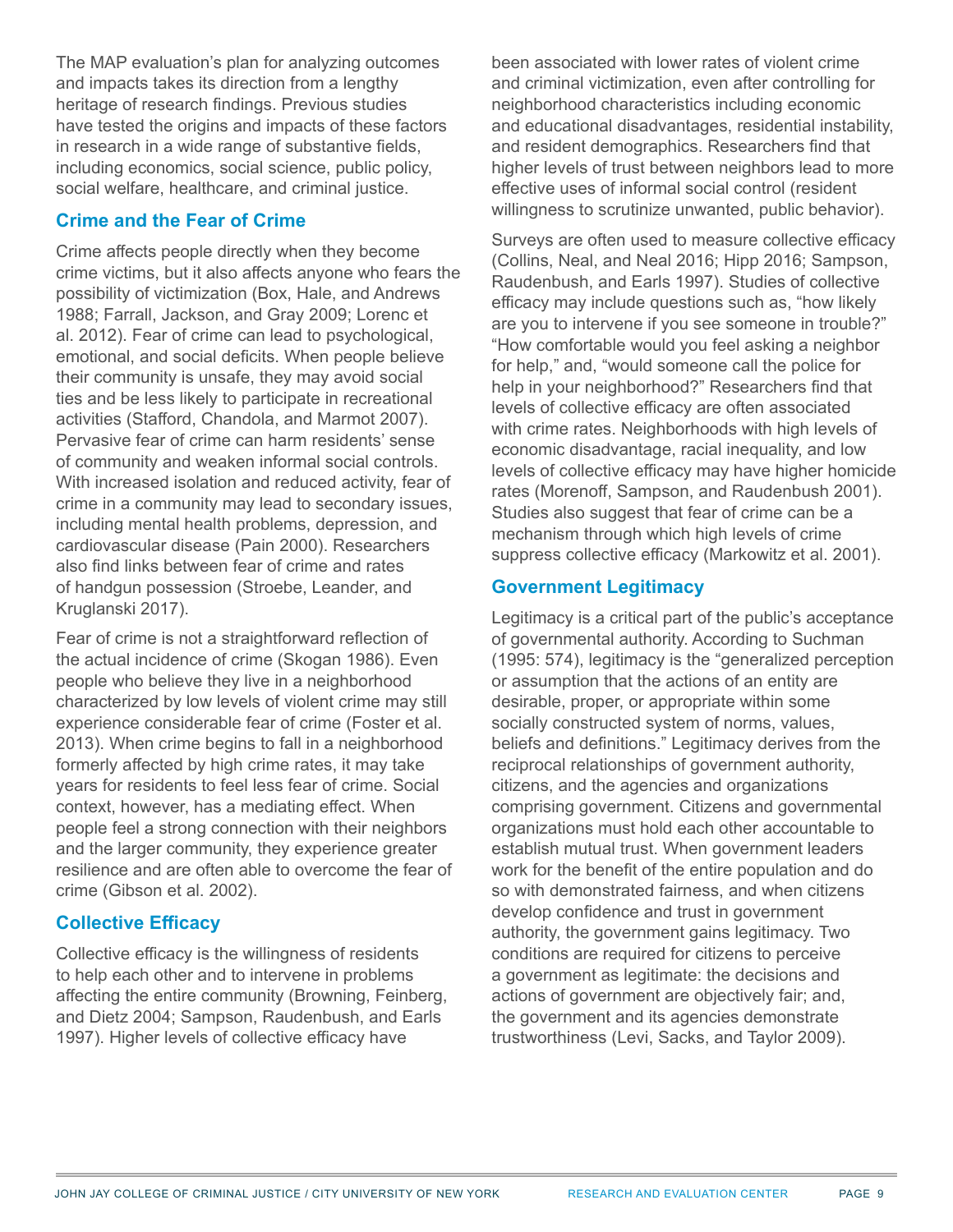The MAP evaluation's plan for analyzing outcomes and impacts takes its direction from a lengthy heritage of research findings. Previous studies have tested the origins and impacts of these factors in research in a wide range of substantive fields, including economics, social science, public policy, social welfare, healthcare, and criminal justice.

## Crime and the Fear of Crime

Crime affects people directly when they become crime victims, but it also affects anyone who fears the possibility of victimization (Box, Hale, and Andrews 1988; Farrall, Jackson, and Gray 2009; Lorenc et al. 2012). Fear of crime can lead to psychological, emotional, and social deficits. When people believe their community is unsafe, they may avoid social ties and be less likely to participate in recreational activities (Stafford, Chandola, and Marmot 2007). Pervasive fear of crime can harm residents' sense of community and weaken informal social controls. With increased isolation and reduced activity, fear of crime in a community may lead to secondary issues, including mental health problems, depression, and cardiovascular disease (Pain 2000). Researchers also find links between fear of crime and rates of handgun possession (Stroebe, Leander, and Kruglanski 2017).

Fear of crime is not a straightforward reflection of the actual incidence of crime (Skogan 1986). Even people who believe they live in a neighborhood characterized by low levels of violent crime may still experience considerable fear of crime (Foster et al. 2013). When crime begins to fall in a neighborhood formerly affected by high crime rates, it may take years for residents to feel less fear of crime. Social context, however, has a mediating effect. When people feel a strong connection with their neighbors and the larger community, they experience greater resilience and are often able to overcome the fear of crime (Gibson et al. 2002).

## Collective Efficacy

Collective efficacy is the willingness of residents to help each other and to intervene in problems affecting the entire community (Browning, Feinberg, and Dietz 2004; Sampson, Raudenbush, and Earls 1997). Higher levels of collective efficacy have been associated with lower rates of violent crime and criminal victimization, even after controlling for neighborhood characteristics including economic and educational disadvantages, residential instability, and resident demographics. Researchers find that higher levels of trust between neighbors lead to more effective uses of informal social control (resident willingness to scrutinize unwanted, public behavior).

Surveys are often used to measure collective efficacy (Collins, Neal, and Neal 2016; Hipp 2016; Sampson, Raudenbush, and Earls 1997). Studies of collective efficacy may include questions such as, "how likely are you to intervene if you see someone in trouble?" "How comfortable would you feel asking a neighbor for help," and, "would someone call the police for help in your neighborhood?" Researchers find that levels of collective efficacy are often associated with crime rates. Neighborhoods with high levels of economic disadvantage, racial inequality, and low levels of collective efficacy may have higher homicide rates (Morenoff, Sampson, and Raudenbush 2001). Studies also suggest that fear of crime can be a mechanism through which high levels of crime suppress collective efficacy (Markowitz et al. 2001).

## Government Legitimacy

Legitimacy is a critical part of the public's acceptance of governmental authority. According to Suchman (1995: 574), legitimacy is the "generalized perception or assumption that the actions of an entity are desirable, proper, or appropriate within some socially constructed system of norms, values, beliefs and definitions." Legitimacy derives from the reciprocal relationships of government authority, citizens, and the agencies and organizations comprising government. Citizens and governmental organizations must hold each other accountable to establish mutual trust. When government leaders work for the benefit of the entire population and do so with demonstrated fairness, and when citizens develop confidence and trust in government authority, the government gains legitimacy. Two conditions are required for citizens to perceive a government as legitimate: the decisions and actions of government are objectively fair; and, the government and its agencies demonstrate trustworthiness (Levi, Sacks, and Taylor 2009).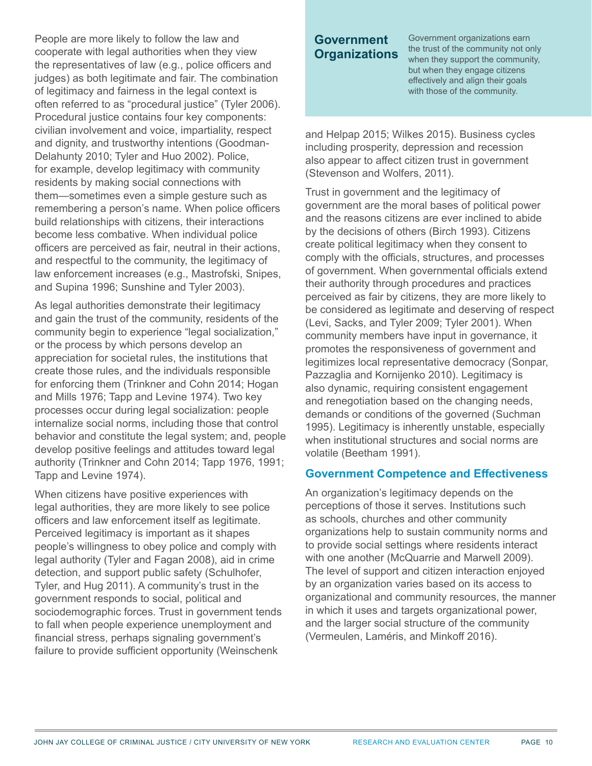People are more likely to follow the law and cooperate with legal authorities when they view the representatives of law (e.g., police officers and judges) as both legitimate and fair. The combination of legitimacy and fairness in the legal context is often referred to as "procedural justice" (Tyler 2006). Procedural justice contains four key components: civilian involvement and voice, impartiality, respect and dignity, and trustworthy intentions (Goodman-Delahunty 2010; Tyler and Huo 2002). Police, for example, develop legitimacy with community residents by making social connections with them—sometimes even a simple gesture such as remembering a person's name. When police officers build relationships with citizens, their interactions become less combative. When individual police officers are perceived as fair, neutral in their actions, and respectful to the community, the legitimacy of law enforcement increases (e.g., Mastrofski, Snipes, and Supina 1996; Sunshine and Tyler 2003).

As legal authorities demonstrate their legitimacy and gain the trust of the community, residents of the community begin to experience "legal socialization," or the process by which persons develop an appreciation for societal rules, the institutions that create those rules, and the individuals responsible for enforcing them (Trinkner and Cohn 2014; Hogan and Mills 1976; Tapp and Levine 1974). Two key processes occur during legal socialization: people internalize social norms, including those that control behavior and constitute the legal system; and, people develop positive feelings and attitudes toward legal authority (Trinkner and Cohn 2014; Tapp 1976, 1991; Tapp and Levine 1974).

When citizens have positive experiences with legal authorities, they are more likely to see police officers and law enforcement itself as legitimate. Perceived legitimacy is important as it shapes people's willingness to obey police and comply with legal authority (Tyler and Fagan 2008), aid in crime detection, and support public safety (Schulhofer, Tyler, and Hug 2011). A community's trust in the government responds to social, political and sociodemographic forces. Trust in government tends to fall when people experience unemployment and financial stress, perhaps signaling government's failure to provide sufficient opportunity (Weinschenk and Helpap 2015; Wilkes 2015). Business cycles including prosperity, depression and recession also appear to affect citizen trust in government (Stevenson and Wolfers, 2011).

## Government Organizations

Government organizations earn the trust of the community not only when they support the community, but when they engage citizens effectively and align their goals with those of the community.

Trust in government and the legitimacy of government are the moral bases of political power and the reasons citizens are ever inclined to abide by the decisions of others (Birch 1993). Citizens create political legitimacy when they consent to comply with the officials, structures, and processes of government. When governmental officials extend their authority through procedures and practices perceived as fair by citizens, they are more likely to be considered as legitimate and deserving of respect (Levi, Sacks, and Tyler 2009; Tyler 2001). When community members have input in governance, it promotes the responsiveness of government and legitimizes local representative democracy (Sonpar, Pazzaglia and Kornijenko 2010). Legitimacy is also dynamic, requiring consistent engagement and renegotiation based on the changing needs, demands or conditions of the governed (Suchman 1995). Legitimacy is inherently unstable, especially when institutional structures and social norms are volatile (Beetham 1991).

### Government Competence and Effectiveness

An organization's legitimacy depends on the perceptions of those it serves. Institutions such as schools, churches and other community organizations help to sustain community norms and to provide social settings where residents interact with one another (McQuarrie and Marwell 2009). The level of support and citizen interaction enjoyed by an organization varies based on its access to organizational and community resources, the manner in which it uses and targets organizational power, and the larger social structure of the community (Vermeulen, Laméris, and Minkoff 2016).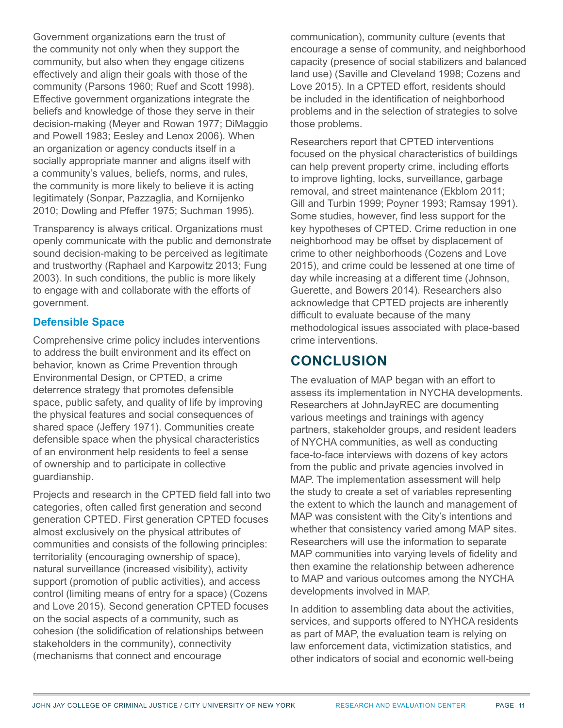Government organizations earn the trust of the community not only when they support the community, but also when they engage citizens effectively and align their goals with those of the community (Parsons 1960; Ruef and Scott 1998). Effective government organizations integrate the beliefs and knowledge of those they serve in their decision-making (Meyer and Rowan 1977; DiMaggio and Powell 1983; Eesley and Lenox 2006). When an organization or agency conducts itself in a socially appropriate manner and aligns itself with a community's values, beliefs, norms, and rules, the community is more likely to believe it is acting legitimately (Sonpar, Pazzaglia, and Kornijenko 2010; Dowling and Pfeffer 1975; Suchman 1995).

Transparency is always critical. Organizations must openly communicate with the public and demonstrate sound decision-making to be perceived as legitimate and trustworthy (Raphael and Karpowitz 2013; Fung 2003). In such conditions, the public is more likely to engage with and collaborate with the efforts of government.

### Defensible Space

Comprehensive crime policy includes interventions to address the built environment and its effect on behavior, known as Crime Prevention through Environmental Design, or CPTED, a crime deterrence strategy that promotes defensible space, public safety, and quality of life by improving the physical features and social consequences of shared space (Jeffery 1971). Communities create defensible space when the physical characteristics of an environment help residents to feel a sense of ownership and to participate in collective guardianship.

Projects and research in the CPTED field fall into two categories, often called first generation and second generation CPTED. First generation CPTED focuses almost exclusively on the physical attributes of communities and consists of the following principles: territoriality (encouraging ownership of space), natural surveillance (increased visibility), activity support (promotion of public activities), and access control (limiting means of entry for a space) (Cozens and Love 2015). Second generation CPTED focuses on the social aspects of a community, such as cohesion (the solidification of relationships between stakeholders in the community), connectivity (mechanisms that connect and encourage communication), community culture (events that encourage a sense of community, and neighborhood capacity (presence of social stabilizers and balanced land use) (Saville and Cleveland 1998; Cozens and Love 2015). In a CPTED effort, residents should be included in the identification of neighborhood problems and in the selection of strategies to solve those problems.

Researchers report that CPTED interventions focused on the physical characteristics of buildings can help prevent property crime, including efforts to improve lighting, locks, surveillance, garbage removal, and street maintenance (Ekblom 2011; Gill and Turbin 1999; Poyner 1993; Ramsay 1991). Some studies, however, find less support for the key hypotheses of CPTED. Crime reduction in one neighborhood may be offset by displacement of crime to other neighborhoods (Cozens and Love 2015), and crime could be lessened at one time of day while increasing at a different time (Johnson, Guerette, and Bowers 2014). Researchers also acknowledge that CPTED projects are inherently difficult to evaluate because of the many methodological issues associated with place-based crime interventions.

## CONCLUSION

The evaluation of MAP began with an effort to assess its implementation in NYCHA developments. Researchers at JohnJayREC are documenting various meetings and trainings with agency partners, stakeholder groups, and resident leaders of NYCHA communities, as well as conducting face-to-face interviews with dozens of key actors from the public and private agencies involved in MAP. The implementation assessment will help the study to create a set of variables representing the extent to which the launch and management of MAP was consistent with the City's intentions and whether that consistency varied among MAP sites. Researchers will use the information to separate MAP communities into varying levels of fidelity and then examine the relationship between adherence to MAP and various outcomes among the NYCHA developments involved in MAP.

In addition to assembling data about the activities, services, and supports offered to NYHCA residents as part of MAP, the evaluation team is relying on law enforcement data, victimization statistics, and other indicators of social and economic well-being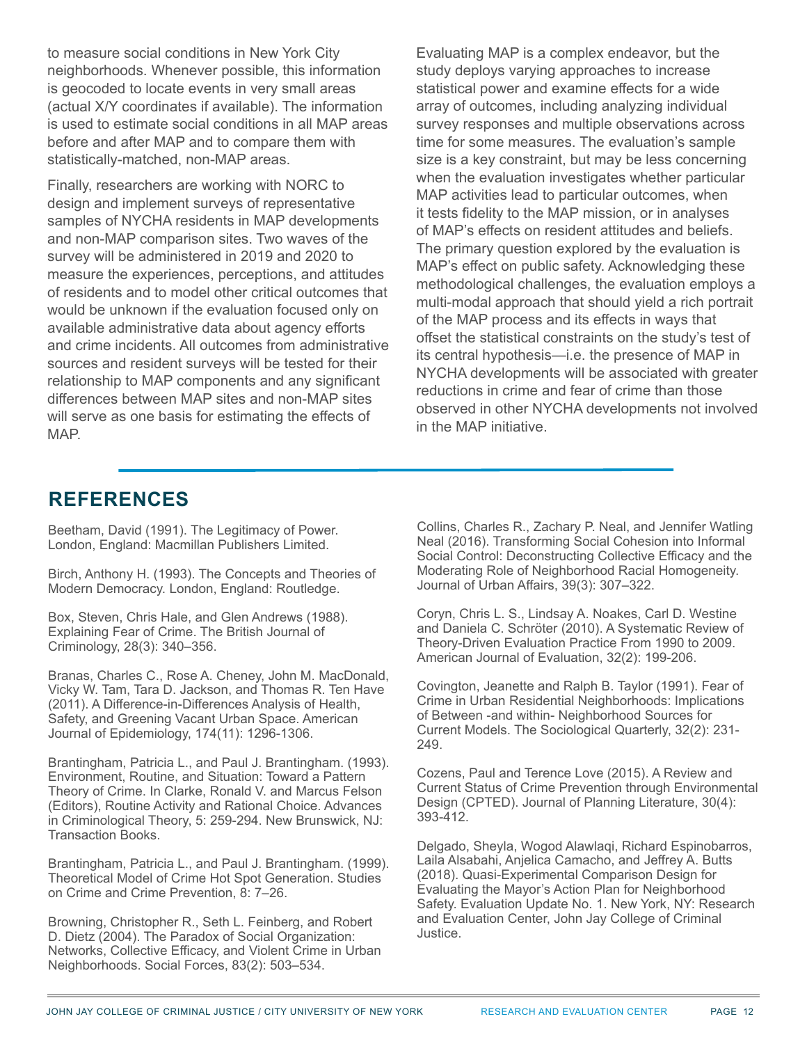to measure social conditions in New York City neighborhoods. Whenever possible, this information is geocoded to locate events in very small areas (actual X/Y coordinates if available). The information is used to estimate social conditions in all MAP areas before and after MAP and to compare them with statistically-matched, non-MAP areas.

Finally, researchers are working with NORC to design and implement surveys of representative samples of NYCHA residents in MAP developments and non-MAP comparison sites. Two waves of the survey will be administered in 2019 and 2020 to measure the experiences, perceptions, and attitudes of residents and to model other critical outcomes that would be unknown if the evaluation focused only on available administrative data about agency efforts and crime incidents. All outcomes from administrative sources and resident surveys will be tested for their relationship to MAP components and any significant differences between MAP sites and non-MAP sites will serve as one basis for estimating the effects of MAP.

Evaluating MAP is a complex endeavor, but the study deploys varying approaches to increase statistical power and examine effects for a wide array of outcomes, including analyzing individual survey responses and multiple observations across time for some measures. The evaluation's sample size is a key constraint, but may be less concerning when the evaluation investigates whether particular MAP activities lead to particular outcomes, when it tests fidelity to the MAP mission, or in analyses of MAP's effects on resident attitudes and beliefs. The primary question explored by the evaluation is MAP's effect on public safety. Acknowledging these methodological challenges, the evaluation employs a multi-modal approach that should yield a rich portrait of the MAP process and its effects in ways that offset the statistical constraints on the study's test of its central hypothesis—i.e. the presence of MAP in NYCHA developments will be associated with greater reductions in crime and fear of crime than those observed in other NYCHA developments not involved in the MAP initiative.

## REFERENCES

Beetham, David (1991). The Legitimacy of Power. London, England: Macmillan Publishers Limited.

Birch, Anthony H. (1993). The Concepts and Theories of Modern Democracy. London, England: Routledge.

Box, Steven, Chris Hale, and Glen Andrews (1988). Explaining Fear of Crime. The British Journal of Criminology, 28(3): 340–356.

Branas, Charles C., Rose A. Cheney, John M. MacDonald, Vicky W. Tam, Tara D. Jackson, and Thomas R. Ten Have (2011). A Difference-in-Differences Analysis of Health, Safety, and Greening Vacant Urban Space. American Journal of Epidemiology, 174(11): 1296-1306.

Brantingham, Patricia L., and Paul J. Brantingham. (1993). Environment, Routine, and Situation: Toward a Pattern Theory of Crime. In Clarke, Ronald V. and Marcus Felson (Editors), Routine Activity and Rational Choice. Advances in Criminological Theory, 5: 259-294. New Brunswick, NJ: Transaction Books.

Brantingham, Patricia L., and Paul J. Brantingham. (1999). Theoretical Model of Crime Hot Spot Generation. Studies on Crime and Crime Prevention, 8: 7–26.

Browning, Christopher R., Seth L. Feinberg, and Robert D. Dietz (2004). The Paradox of Social Organization: Networks, Collective Efficacy, and Violent Crime in Urban Neighborhoods. Social Forces, 83(2): 503–534.

Collins, Charles R., Zachary P. Neal, and Jennifer Watling Neal (2016). Transforming Social Cohesion into Informal Social Control: Deconstructing Collective Efficacy and the Moderating Role of Neighborhood Racial Homogeneity. Journal of Urban Affairs, 39(3): 307–322.

Coryn, Chris L. S., Lindsay A. Noakes, Carl D. Westine and Daniela C. Schröter (2010). A Systematic Review of Theory-Driven Evaluation Practice From 1990 to 2009. American Journal of Evaluation, 32(2): 199-206.

Covington, Jeanette and Ralph B. Taylor (1991). Fear of Crime in Urban Residential Neighborhoods: Implications of Between -and within- Neighborhood Sources for Current Models. The Sociological Quarterly, 32(2): 231-249.

Cozens, Paul and Terence Love (2015). A Review and Current Status of Crime Prevention through Environmental Design (CPTED). Journal of Planning Literature, 30(4): 393-412.

Delgado, Sheyla, Wogod Alawlaqi, Richard Espinobarros, Laila Alsabahi, Anjelica Camacho, and Jeffrey A. Butts (2018). Quasi-Experimental Comparison Design for Evaluating the Mayor's Action Plan for Neighborhood Safety. Evaluation Update No. 1. New York, NY: Research and Evaluation Center, John Jay College of Criminal Justice.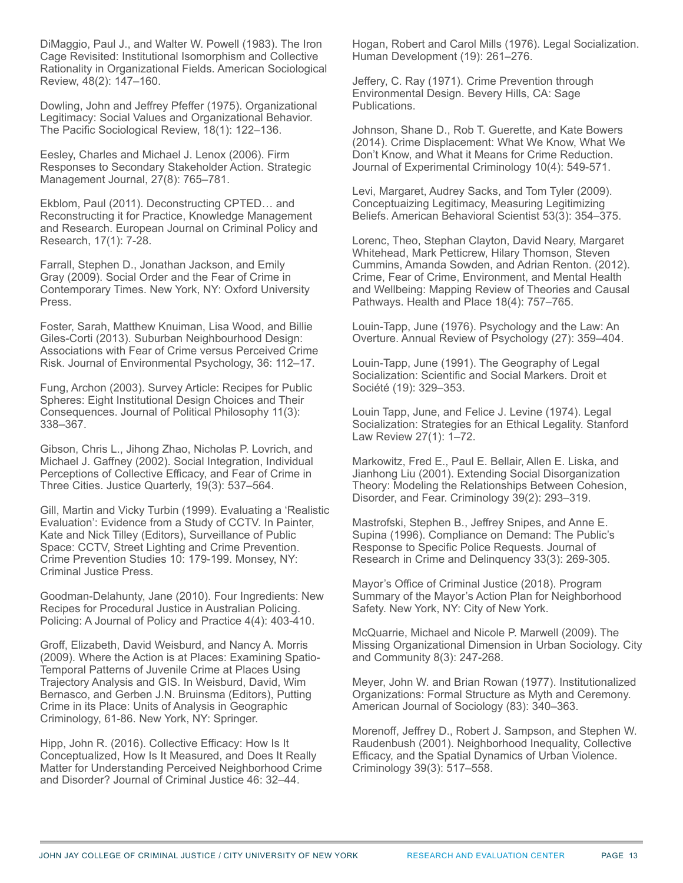DiMaggio, Paul J., and Walter W. Powell (1983). The Iron Cage Revisited: Institutional Isomorphism and Collective Rationality in Organizational Fields. American Sociological Review, 48(2): 147–160.

Dowling, John and Jeffrey Pfeffer (1975). Organizational Legitimacy: Social Values and Organizational Behavior. The Pacific Sociological Review, 18(1): 122–136.

Eesley, Charles and Michael J. Lenox (2006). Firm Responses to Secondary Stakeholder Action. Strategic Management Journal, 27(8): 765–781.

Ekblom, Paul (2011). Deconstructing CPTED… and Reconstructing it for Practice, Knowledge Management and Research. European Journal on Criminal Policy and Research, 17(1): 7-28.

Farrall, Stephen D., Jonathan Jackson, and Emily Gray (2009). Social Order and the Fear of Crime in Contemporary Times. New York, NY: Oxford University Press.

Foster, Sarah, Matthew Knuiman, Lisa Wood, and Billie Giles-Corti (2013). Suburban Neighbourhood Design: Associations with Fear of Crime versus Perceived Crime Risk. Journal of Environmental Psychology, 36: 112–17.

Fung, Archon (2003). Survey Article: Recipes for Public Spheres: Eight Institutional Design Choices and Their Consequences. Journal of Political Philosophy 11(3): 338–367.

Gibson, Chris L., Jihong Zhao, Nicholas P. Lovrich, and Michael J. Gaffney (2002). Social Integration, Individual Perceptions of Collective Efficacy, and Fear of Crime in Three Cities. Justice Quarterly, 19(3): 537–564.

Gill, Martin and Vicky Turbin (1999). Evaluating a 'Realistic Evaluation': Evidence from a Study of CCTV. In Painter, Kate and Nick Tilley (Editors), Surveillance of Public Space: CCTV, Street Lighting and Crime Prevention. Crime Prevention Studies 10: 179-199. Monsey, NY: Criminal Justice Press.

Goodman-Delahunty, Jane (2010). Four Ingredients: New Recipes for Procedural Justice in Australian Policing. Policing: A Journal of Policy and Practice 4(4): 403-410.

Groff, Elizabeth, David Weisburd, and Nancy A. Morris (2009). Where the Action is at Places: Examining Spatio-Temporal Patterns of Juvenile Crime at Places Using Trajectory Analysis and GIS. In Weisburd, David, Wim Bernasco, and Gerben J.N. Bruinsma (Editors), Putting Crime in its Place: Units of Analysis in Geographic Criminology, 61-86. New York, NY: Springer.

Hipp, John R. (2016). Collective Efficacy: How Is It Conceptualized, How Is It Measured, and Does It Really Matter for Understanding Perceived Neighborhood Crime and Disorder? Journal of Criminal Justice 46: 32–44.

Hogan, Robert and Carol Mills (1976). Legal Socialization. Human Development (19): 261–276.

Jeffery, C. Ray (1971). Crime Prevention through Environmental Design. Bevery Hills, CA: Sage Publications.

Johnson, Shane D., Rob T. Guerette, and Kate Bowers (2014). Crime Displacement: What We Know, What We Don't Know, and What it Means for Crime Reduction. Journal of Experimental Criminology 10(4): 549-571.

Levi, Margaret, Audrey Sacks, and Tom Tyler (2009). Conceptuaizing Legitimacy, Measuring Legitimizing Beliefs. American Behavioral Scientist 53(3): 354–375.

Lorenc, Theo, Stephan Clayton, David Neary, Margaret Whitehead, Mark Petticrew, Hilary Thomson, Steven Cummins, Amanda Sowden, and Adrian Renton. (2012). Crime, Fear of Crime, Environment, and Mental Health and Wellbeing: Mapping Review of Theories and Causal Pathways. Health and Place 18(4): 757–765.

Louin-Tapp, June (1976). Psychology and the Law: An Overture. Annual Review of Psychology (27): 359–404.

Louin-Tapp, June (1991). The Geography of Legal Socialization: Scientific and Social Markers. Droit et Société (19): 329–353.

Louin Tapp, June, and Felice J. Levine (1974). Legal Socialization: Strategies for an Ethical Legality. Stanford Law Review 27(1): 1–72.

Markowitz, Fred E., Paul E. Bellair, Allen E. Liska, and Jianhong Liu (2001). Extending Social Disorganization Theory: Modeling the Relationships Between Cohesion, Disorder, and Fear. Criminology 39(2): 293–319.

Mastrofski, Stephen B., Jeffrey Snipes, and Anne E. Supina (1996). Compliance on Demand: The Public's Response to Specific Police Requests. Journal of Research in Crime and Delinquency 33(3): 269-305.

Mayor's Office of Criminal Justice (2018). Program Summary of the Mayor's Action Plan for Neighborhood Safety. New York, NY: City of New York.

McQuarrie, Michael and Nicole P. Marwell (2009). The Missing Organizational Dimension in Urban Sociology. City and Community 8(3): 247-268.

Meyer, John W. and Brian Rowan (1977). Institutionalized Organizations: Formal Structure as Myth and Ceremony. American Journal of Sociology (83): 340–363.

Morenoff, Jeffrey D., Robert J. Sampson, and Stephen W. Raudenbush (2001). Neighborhood Inequality, Collective Efficacy, and the Spatial Dynamics of Urban Violence. Criminology 39(3): 517–558.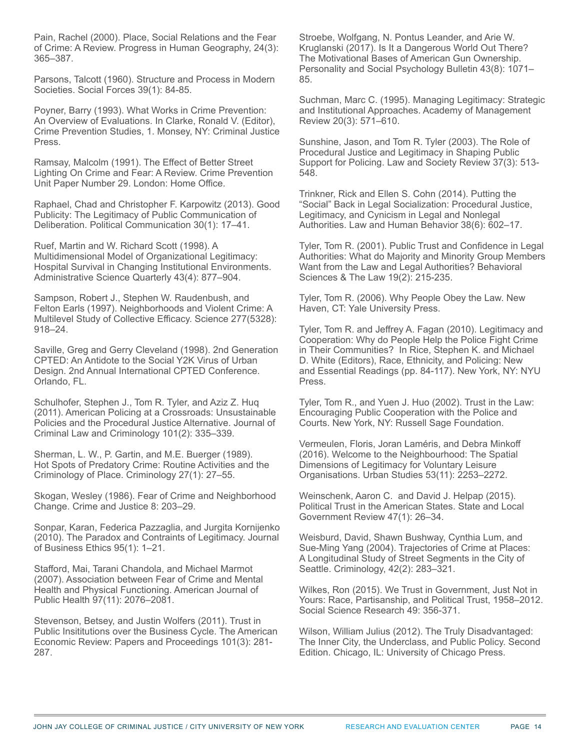Pain, Rachel (2000). Place, Social Relations and the Fear of Crime: A Review. Progress in Human Geography, 24(3): 365–387.

Parsons, Talcott (1960). Structure and Process in Modern Societies. Social Forces 39(1): 84-85.

Poyner, Barry (1993). What Works in Crime Prevention: An Overview of Evaluations. In Clarke, Ronald V. (Editor), Crime Prevention Studies, 1. Monsey, NY: Criminal Justice Press.

Ramsay, Malcolm (1991). The Effect of Better Street Lighting On Crime and Fear: A Review. Crime Prevention Unit Paper Number 29. London: Home Office.

Raphael, Chad and Christopher F. Karpowitz (2013). Good Publicity: The Legitimacy of Public Communication of Deliberation. Political Communication 30(1): 17–41.

Ruef, Martin and W. Richard Scott (1998). A Multidimensional Model of Organizational Legitimacy: Hospital Survival in Changing Institutional Environments. Administrative Science Quarterly 43(4): 877–904.

Sampson, Robert J., Stephen W. Raudenbush, and Felton Earls (1997). Neighborhoods and Violent Crime: A Multilevel Study of Collective Efficacy. Science 277(5328): 918–24.

Saville, Greg and Gerry Cleveland (1998). 2nd Generation CPTED: An Antidote to the Social Y2K Virus of Urban Design. 2nd Annual International CPTED Conference. Orlando, FL.

Schulhofer, Stephen J., Tom R. Tyler, and Aziz Z. Huq (2011). American Policing at a Crossroads: Unsustainable Policies and the Procedural Justice Alternative. Journal of Criminal Law and Criminology 101(2): 335–339.

Sherman, L. W., P. Gartin, and M.E. Buerger (1989). Hot Spots of Predatory Crime: Routine Activities and the Criminology of Place. Criminology 27(1): 27–55.

Skogan, Wesley (1986). Fear of Crime and Neighborhood Change. Crime and Justice 8: 203–29.

Sonpar, Karan, Federica Pazzaglia, and Jurgita Kornijenko (2010). The Paradox and Contraints of Legitimacy. Journal of Business Ethics 95(1): 1–21.

Stafford, Mai, Tarani Chandola, and Michael Marmot (2007). Association between Fear of Crime and Mental Health and Physical Functioning. American Journal of Public Health 97(11): 2076–2081.

Stevenson, Betsey, and Justin Wolfers (2011). Trust in Public Insititutions over the Business Cycle. The American Economic Review: Papers and Proceedings 101(3): 281-287.

Stroebe, Wolfgang, N. Pontus Leander, and Arie W. Kruglanski (2017). Is It a Dangerous World Out There? The Motivational Bases of American Gun Ownership. Personality and Social Psychology Bulletin 43(8): 1071–85.

Suchman, Marc C. (1995). Managing Legitimacy: Strategic and Institutional Approaches. Academy of Management Review 20(3): 571–610.

Sunshine, Jason, and Tom R. Tyler (2003). The Role of Procedural Justice and Legitimacy in Shaping Public Support for Policing. Law and Society Review 37(3): 513-548.

Trinkner, Rick and Ellen S. Cohn (2014). Putting the "Social" Back in Legal Socialization: Procedural Justice, Legitimacy, and Cynicism in Legal and Nonlegal Authorities. Law and Human Behavior 38(6): 602–17.

Tyler, Tom R. (2001). Public Trust and Confidence in Legal Authorities: What do Majority and Minority Group Members Want from the Law and Legal Authorities? Behavioral Sciences & The Law 19(2): 215-235.

Tyler, Tom R. (2006). Why People Obey the Law. New Haven, CT: Yale University Press.

Tyler, Tom R. and Jeffrey A. Fagan (2010). Legitimacy and Cooperation: Why do People Help the Police Fight Crime in Their Communities? In Rice, Stephen K. and Michael D. White (Editors), Race, Ethnicity, and Policing: New and Essential Readings (pp. 84-117). New York, NY: NYU Press.

Tyler, Tom R., and Yuen J. Huo (2002). Trust in the Law: Encouraging Public Cooperation with the Police and Courts. New York, NY: Russell Sage Foundation.

Vermeulen, Floris, Joran Laméris, and Debra Minkoff (2016). Welcome to the Neighbourhood: The Spatial Dimensions of Legitimacy for Voluntary Leisure Organisations. Urban Studies 53(11): 2253–2272.

Weinschenk, Aaron C. and David J. Helpap (2015). Political Trust in the American States. State and Local Government Review 47(1): 26–34.

Weisburd, David, Shawn Bushway, Cynthia Lum, and Sue-Ming Yang (2004). Trajectories of Crime at Places: A Longitudinal Study of Street Segments in the City of Seattle. Criminology, 42(2): 283–321.

Wilkes, Ron (2015). We Trust in Government, Just Not in Yours: Race, Partisanship, and Political Trust, 1958–2012. Social Science Research 49: 356-371.

Wilson, William Julius (2012). The Truly Disadvantaged: The Inner City, the Underclass, and Public Policy. Second Edition. Chicago, IL: University of Chicago Press.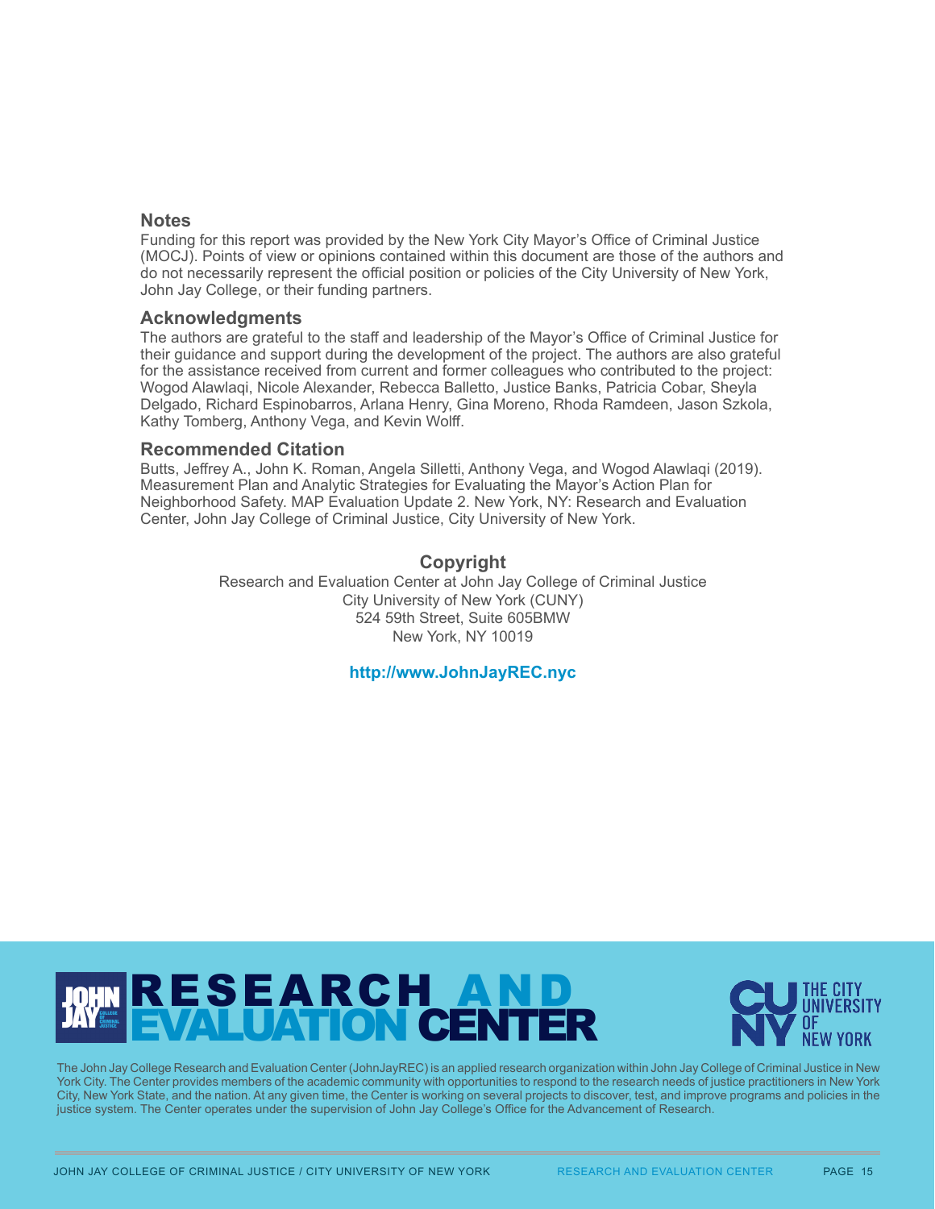## Notes

Funding for this report was provided by the New York City Mayor's Office of Criminal Justice (MOCJ). Points of view or opinions contained within this document are those of the authors and do not necessarily represent the official position or policies of the City University of New York, John Jay College, or their funding partners.

## Acknowledgments

The authors are grateful to the staff and leadership of the Mayor's Office of Criminal Justice for their guidance and support during the development of the project. The authors are also grateful for the assistance received from current and former colleagues who contributed to the project: Wogod Alawlaqi, Nicole Alexander, Rebecca Balletto, Justice Banks, Patricia Cobar, Sheyla Delgado, Richard Espinobarros, Arlana Henry, Gina Moreno, Rhoda Ramdeen, Jason Szkola, Kathy Tomberg, Anthony Vega, and Kevin Wolff.

## Recommended Citation

Butts, Jeffrey A., John K. Roman, Angela Silletti, Anthony Vega, and Wogod Alawlaqi (2019). Measurement Plan and Analytic Strategies for Evaluating the Mayor's Action Plan for Neighborhood Safety. MAP Evaluation Update 2. New York, NY: Research and Evaluation Center, John Jay College of Criminal Justice, City University of New York.

## Copyright

Research and Evaluation Center at John Jay College of Criminal Justice
City University of New York (CUNY)
524 59th Street, Suite 605BMW
New York, NY 10019

**http://www.JohnJayREC.nyc**

JOHN JAY COLLEGE OF CRIMINAL JUSTICE

RESEARCH AND EVALUATION CENTER

THE CITY UNIVERSITY OF NEW YORK

The John Jay College Research and Evaluation Center (JohnJayREC) is an applied research organization within John Jay College of Criminal Justice in New York City. The Center provides members of the academic community with opportunities to respond to the research needs of justice practitioners in New York City, New York State, and the nation. At any given time, the Center is working on several projects to discover, test, and improve programs and policies in the justice system. The Center operates under the supervision of John Jay College's Office for the Advancement of Research.